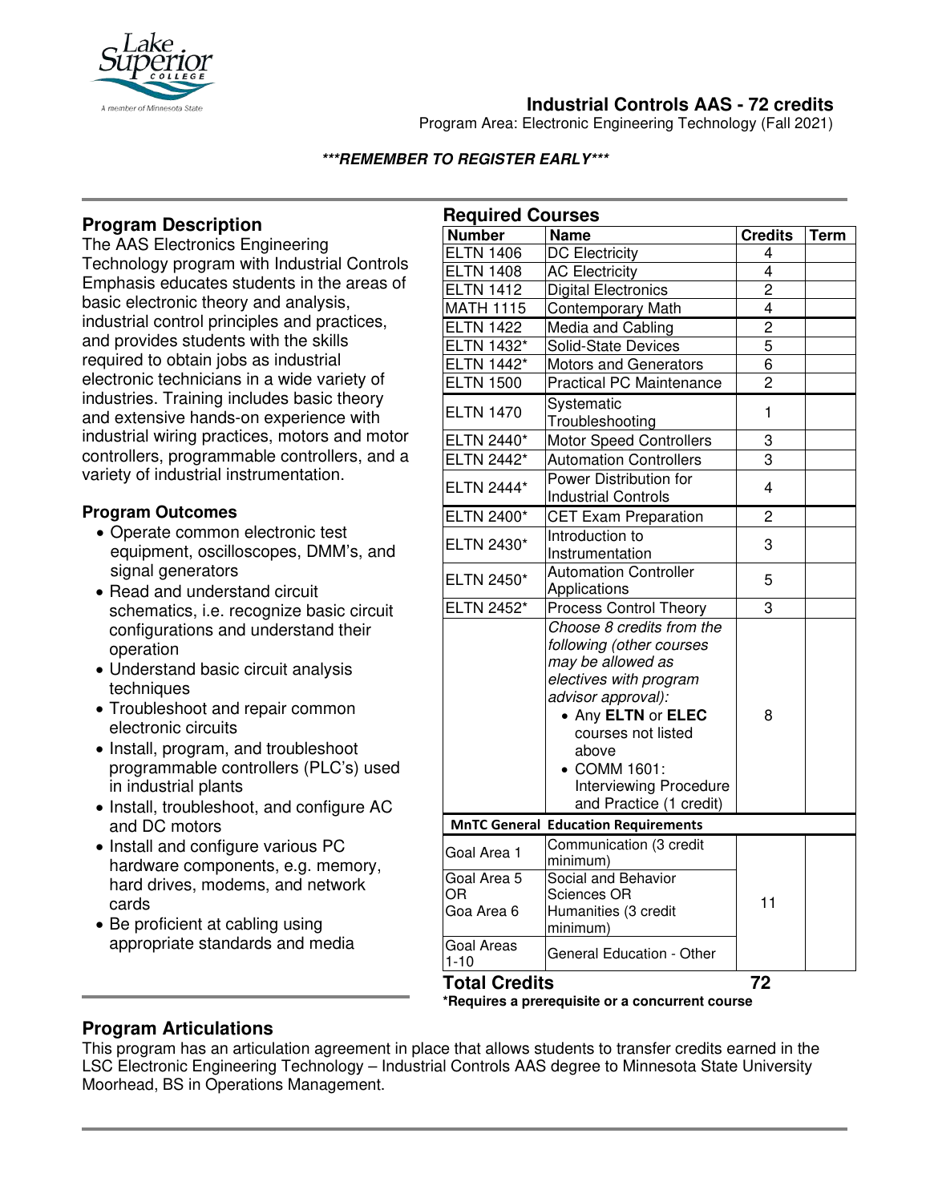# Industrial Controls AAS - 72 credits

Program Area: Electronic Engineering Technology (Fall 2021)

***REMEMBER TO REGISTER EARLY***

## Program Description

The AAS Electronics Engineering Technology program with Industrial Controls Emphasis educates students in the areas of basic electronic theory and analysis, industrial control principles and practices, and provides students with the skills required to obtain jobs as industrial electronic technicians in a wide variety of industries. Training includes basic theory and extensive hands-on experience with industrial wiring practices, motors and motor controllers, programmable controllers, and a variety of industrial instrumentation.

### Program Outcomes

- Operate common electronic test equipment, oscilloscopes, DMM's, and signal generators
- Read and understand circuit schematics, i.e. recognize basic circuit configurations and understand their operation
- Understand basic circuit analysis techniques
- Troubleshoot and repair common electronic circuits
- Install, program, and troubleshoot programmable controllers (PLC's) used in industrial plants
- Install, troubleshoot, and configure AC and DC motors
- Install and configure various PC hardware components, e.g. memory, hard drives, modems, and network cards
- Be proficient at cabling using appropriate standards and media

## Required Courses

| Number | Name | Credits | Term |
|---|---|---|---|
| ELTN 1406 | DC Electricity | 4 | |
| ELTN 1408 | AC Electricity | 4 | |
| ELTN 1412 | Digital Electronics | 2 | |
| MATH 1115 | Contemporary Math | 4 | |
| ELTN 1422 | Media and Cabling | 2 | |
| ELTN 1432* | Solid-State Devices | 5 | |
| ELTN 1442* | Motors and Generators | 6 | |
| ELTN 1500 | Practical PC Maintenance | 2 | |
| ELTN 1470 | Systematic Troubleshooting | 1 | |
| ELTN 2440* | Motor Speed Controllers | 3 | |
| ELTN 2442* | Automation Controllers | 3 | |
| ELTN 2444* | Power Distribution for Industrial Controls | 4 | |
| ELTN 2400* | CET Exam Preparation | 2 | |
| ELTN 2430* | Introduction to Instrumentation | 3 | |
| ELTN 2450* | Automation Controller Applications | 5 | |
| ELTN 2452* | Process Control Theory | 3 | |
| | *Choose 8 credits from the following (other courses may be allowed as electives with program advisor approval):* <br>• Any **ELTN** or **ELEC** courses not listed above <br>• COMM 1601: Interviewing Procedure and Practice (1 credit) | 8 | |
| **MnTC General Education Requirements** | | | |
| Goal Area 1 | Communication (3 credit minimum) | 11 | |
| Goal Area 5 OR Goa Area 6 | Social and Behavior Sciences OR Humanities (3 credit minimum) | | |
| Goal Areas 1-10 | General Education - Other | | |
| **Total Credits** | | **72** | |

**\*Requires a prerequisite or a concurrent course**

## Program Articulations

This program has an articulation agreement in place that allows students to transfer credits earned in the LSC Electronic Engineering Technology – Industrial Controls AAS degree to Minnesota State University Moorhead, BS in Operations Management.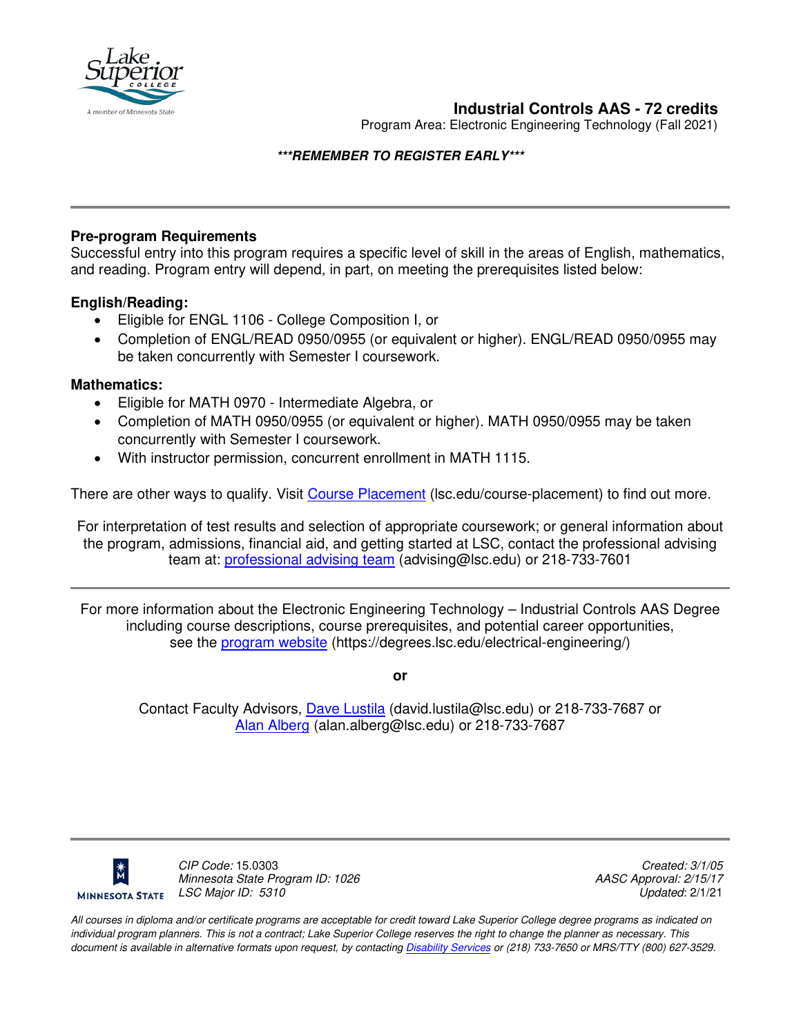# Industrial Controls AAS - 72 credits

Program Area: Electronic Engineering Technology (Fall 2021)

***REMEMBER TO REGISTER EARLY***

---

## Pre-program Requirements

Successful entry into this program requires a specific level of skill in the areas of English, mathematics, and reading. Program entry will depend, in part, on meeting the prerequisites listed below:

**English/Reading:**

- Eligible for ENGL 1106 - College Composition I, or
- Completion of ENGL/READ 0950/0955 (or equivalent or higher). ENGL/READ 0950/0955 may be taken concurrently with Semester I coursework.

**Mathematics:**

- Eligible for MATH 0970 - Intermediate Algebra, or
- Completion of MATH 0950/0955 (or equivalent or higher). MATH 0950/0955 may be taken concurrently with Semester I coursework.
- With instructor permission, concurrent enrollment in MATH 1115.

There are other ways to qualify. Visit Course Placement (lsc.edu/course-placement) to find out more.

For interpretation of test results and selection of appropriate coursework; or general information about the program, admissions, financial aid, and getting started at LSC, contact the professional advising team at: professional advising team (advising@lsc.edu) or 218-733-7601

---

For more information about the Electronic Engineering Technology – Industrial Controls AAS Degree including course descriptions, course prerequisites, and potential career opportunities, see the program website (https://degrees.lsc.edu/electrical-engineering/)

**or**

Contact Faculty Advisors, Dave Lustila (david.lustila@lsc.edu) or 218-733-7687 or Alan Alberg (alan.alberg@lsc.edu) or 218-733-7687

---

*CIP Code:* 15.0303
*Minnesota State Program ID: 1026*
*LSC Major ID: 5310*

*Created: 3/1/05*
*AASC Approval: 2/15/17*
*Updated*: 2/1/21

*All courses in diploma and/or certificate programs are acceptable for credit toward Lake Superior College degree programs as indicated on individual program planners. This is not a contract; Lake Superior College reserves the right to change the planner as necessary. This document is available in alternative formats upon request, by contacting Disability Services or (218) 733-7650 or MRS/TTY (800) 627-3529.*